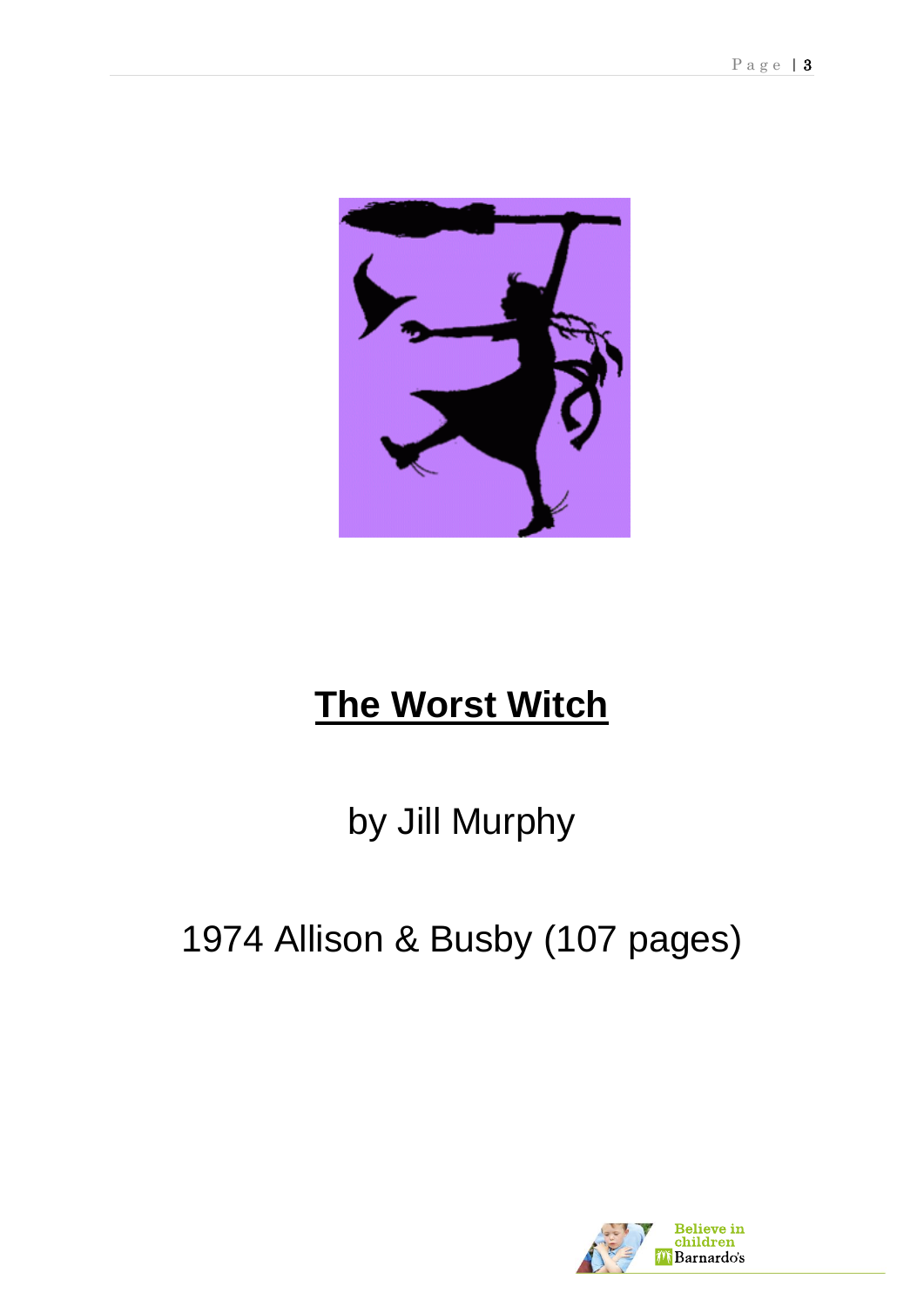# The Worst Witch

by Jill Murphy

1974 Allison & Busby (107 pages)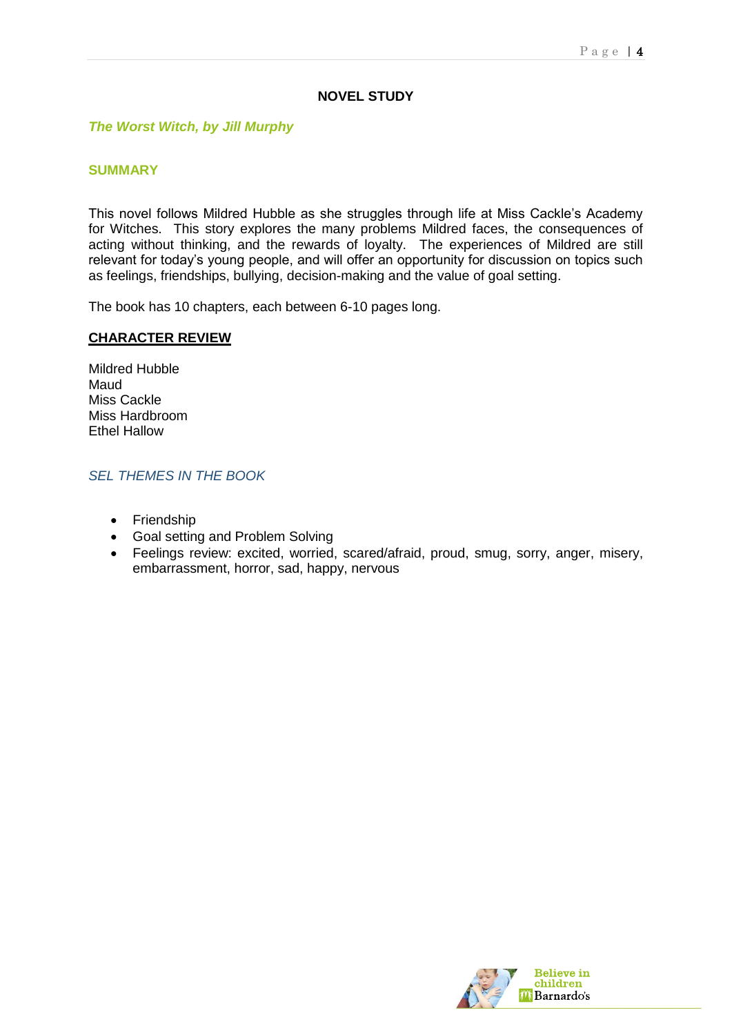## NOVEL STUDY

***The Worst Witch, by Jill Murphy***

### SUMMARY

This novel follows Mildred Hubble as she struggles through life at Miss Cackle's Academy for Witches. This story explores the many problems Mildred faces, the consequences of acting without thinking, and the rewards of loyalty. The experiences of Mildred are still relevant for today's young people, and will offer an opportunity for discussion on topics such as feelings, friendships, bullying, decision-making and the value of goal setting.

The book has 10 chapters, each between 6-10 pages long.

### CHARACTER REVIEW

Mildred Hubble
Maud
Miss Cackle
Miss Hardbroom
Ethel Hallow

### *SEL THEMES IN THE BOOK*

- Friendship
- Goal setting and Problem Solving
- Feelings review: excited, worried, scared/afraid, proud, smug, sorry, anger, misery, embarrassment, horror, sad, happy, nervous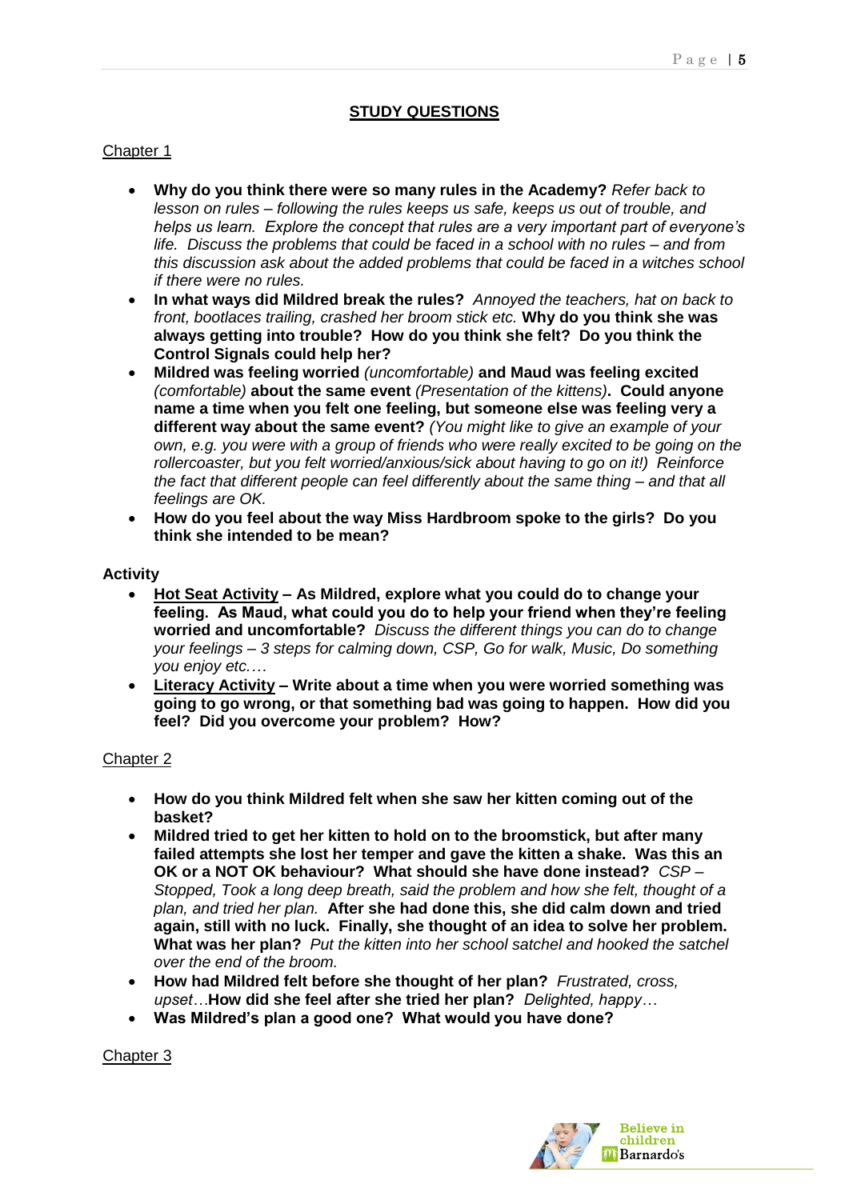## STUDY QUESTIONS

Chapter 1

- **Why do you think there were so many rules in the Academy?** *Refer back to lesson on rules – following the rules keeps us safe, keeps us out of trouble, and helps us learn. Explore the concept that rules are a very important part of everyone's life. Discuss the problems that could be faced in a school with no rules – and from this discussion ask about the added problems that could be faced in a witches school if there were no rules.*
- **In what ways did Mildred break the rules?** *Annoyed the teachers, hat on back to front, bootlaces trailing, crashed her broom stick etc.* **Why do you think she was always getting into trouble? How do you think she felt? Do you think the Control Signals could help her?**
- **Mildred was feeling worried** *(uncomfortable)* **and Maud was feeling excited** *(comfortable)* **about the same event** *(Presentation of the kittens)*. **Could anyone name a time when you felt one feeling, but someone else was feeling very a different way about the same event?** *(You might like to give an example of your own, e.g. you were with a group of friends who were really excited to be going on the rollercoaster, but you felt worried/anxious/sick about having to go on it!) Reinforce the fact that different people can feel differently about the same thing – and that all feelings are OK.*
- **How do you feel about the way Miss Hardbroom spoke to the girls? Do you think she intended to be mean?**

**Activity**

- **Hot Seat Activity – As Mildred, explore what you could do to change your feeling. As Maud, what could you do to help your friend when they're feeling worried and uncomfortable?** *Discuss the different things you can do to change your feelings – 3 steps for calming down, CSP, Go for walk, Music, Do something you enjoy etc.…*
- **Literacy Activity – Write about a time when you were worried something was going to go wrong, or that something bad was going to happen. How did you feel? Did you overcome your problem? How?**

Chapter 2

- **How do you think Mildred felt when she saw her kitten coming out of the basket?**
- **Mildred tried to get her kitten to hold on to the broomstick, but after many failed attempts she lost her temper and gave the kitten a shake. Was this an OK or a NOT OK behaviour? What should she have done instead?** *CSP – Stopped, Took a long deep breath, said the problem and how she felt, thought of a plan, and tried her plan.* **After she had done this, she did calm down and tried again, still with no luck. Finally, she thought of an idea to solve her problem. What was her plan?** *Put the kitten into her school satchel and hooked the satchel over the end of the broom.*
- **How had Mildred felt before she thought of her plan?** *Frustrated, cross, upset…* **How did she feel after she tried her plan?** *Delighted, happy…*
- **Was Mildred's plan a good one? What would you have done?**

Chapter 3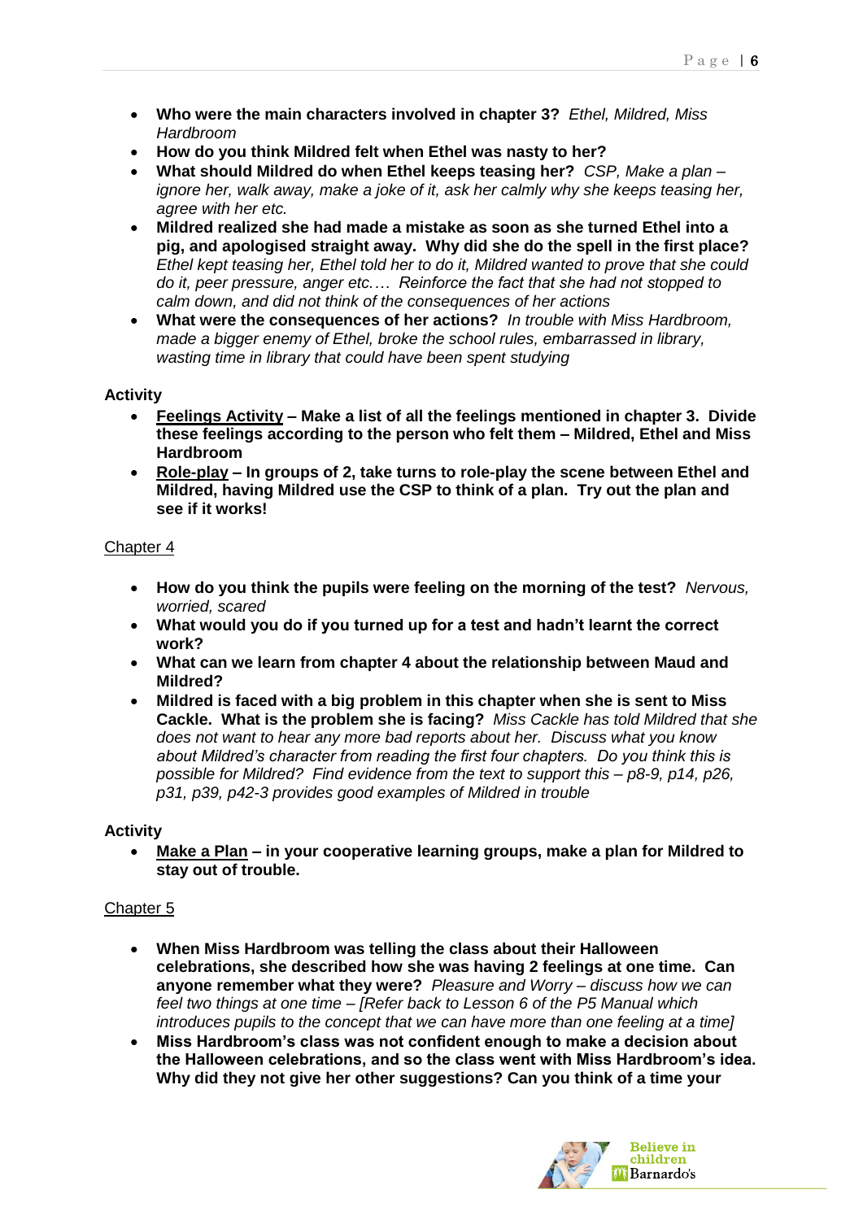- **Who were the main characters involved in chapter 3?** *Ethel, Mildred, Miss Hardbroom*
- **How do you think Mildred felt when Ethel was nasty to her?**
- **What should Mildred do when Ethel keeps teasing her?** *CSP, Make a plan – ignore her, walk away, make a joke of it, ask her calmly why she keeps teasing her, agree with her etc.*
- **Mildred realized she had made a mistake as soon as she turned Ethel into a pig, and apologised straight away. Why did she do the spell in the first place?** *Ethel kept teasing her, Ethel told her to do it, Mildred wanted to prove that she could do it, peer pressure, anger etc.… Reinforce the fact that she had not stopped to calm down, and did not think of the consequences of her actions*
- **What were the consequences of her actions?** *In trouble with Miss Hardbroom, made a bigger enemy of Ethel, broke the school rules, embarrassed in library, wasting time in library that could have been spent studying*

**Activity**

- **<u>Feelings Activity</u> – Make a list of all the feelings mentioned in chapter 3. Divide these feelings according to the person who felt them – Mildred, Ethel and Miss Hardbroom**
- **<u>Role-play</u> – In groups of 2, take turns to role-play the scene between Ethel and Mildred, having Mildred use the CSP to think of a plan. Try out the plan and see if it works!**

<u>Chapter 4</u>

- **How do you think the pupils were feeling on the morning of the test?** *Nervous, worried, scared*
- **What would you do if you turned up for a test and hadn't learnt the correct work?**
- **What can we learn from chapter 4 about the relationship between Maud and Mildred?**
- **Mildred is faced with a big problem in this chapter when she is sent to Miss Cackle. What is the problem she is facing?** *Miss Cackle has told Mildred that she does not want to hear any more bad reports about her. Discuss what you know about Mildred's character from reading the first four chapters. Do you think this is possible for Mildred? Find evidence from the text to support this – p8-9, p14, p26, p31, p39, p42-3 provides good examples of Mildred in trouble*

**Activity**

- **<u>Make a Plan</u> – in your cooperative learning groups, make a plan for Mildred to stay out of trouble.**

<u>Chapter 5</u>

- **When Miss Hardbroom was telling the class about their Halloween celebrations, she described how she was having 2 feelings at one time. Can anyone remember what they were?** *Pleasure and Worry – discuss how we can feel two things at one time – [Refer back to Lesson 6 of the P5 Manual which introduces pupils to the concept that we can have more than one feeling at a time]*
- **Miss Hardbroom's class was not confident enough to make a decision about the Halloween celebrations, and so the class went with Miss Hardbroom's idea. Why did they not give her other suggestions? Can you think of a time your**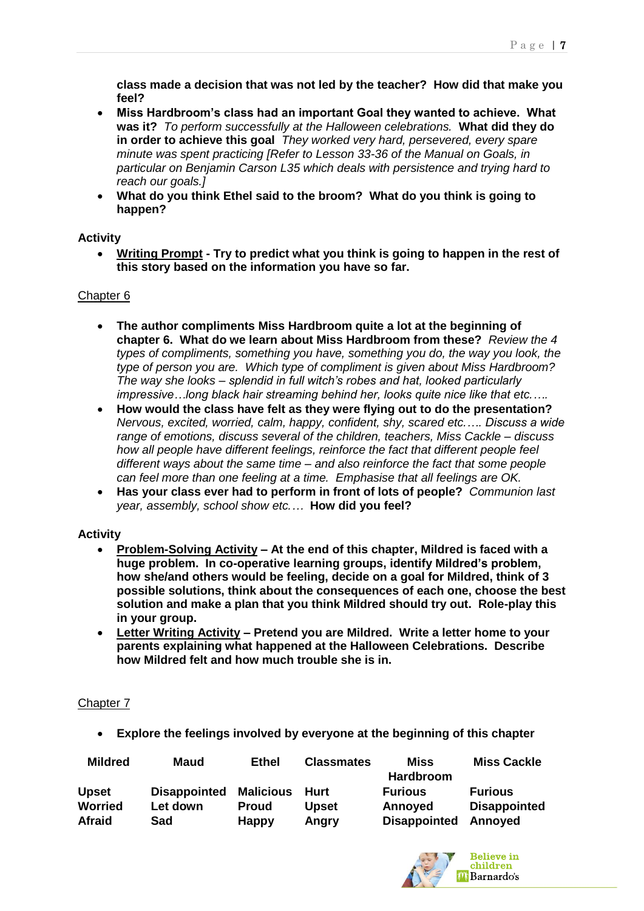**class made a decision that was not led by the teacher? How did that make you feel?**

- **Miss Hardbroom's class had an important Goal they wanted to achieve. What was it?** *To perform successfully at the Halloween celebrations.* **What did they do in order to achieve this goal** *They worked very hard, persevered, every spare minute was spent practicing [Refer to Lesson 33-36 of the Manual on Goals, in particular on Benjamin Carson L35 which deals with persistence and trying hard to reach our goals.]*
- **What do you think Ethel said to the broom? What do you think is going to happen?**

**Activity**

- **<u>Writing Prompt</u> - Try to predict what you think is going to happen in the rest of this story based on the information you have so far.**

<u>Chapter 6</u>

- **The author compliments Miss Hardbroom quite a lot at the beginning of chapter 6. What do we learn about Miss Hardbroom from these?** *Review the 4 types of compliments, something you have, something you do, the way you look, the type of person you are. Which type of compliment is given about Miss Hardbroom? The way she looks – splendid in full witch's robes and hat, looked particularly impressive…long black hair streaming behind her, looks quite nice like that etc.….*
- **How would the class have felt as they were flying out to do the presentation?** *Nervous, excited, worried, calm, happy, confident, shy, scared etc.…. Discuss a wide range of emotions, discuss several of the children, teachers, Miss Cackle – discuss how all people have different feelings, reinforce the fact that different people feel different ways about the same time – and also reinforce the fact that some people can feel more than one feeling at a time. Emphasise that all feelings are OK.*
- **Has your class ever had to perform in front of lots of people?** *Communion last year, assembly, school show etc.…* **How did you feel?**

**Activity**

- **<u>Problem-Solving Activity</u> – At the end of this chapter, Mildred is faced with a huge problem. In co-operative learning groups, identify Mildred's problem, how she/and others would be feeling, decide on a goal for Mildred, think of 3 possible solutions, think about the consequences of each one, choose the best solution and make a plan that you think Mildred should try out. Role-play this in your group.**
- **<u>Letter Writing Activity</u> – Pretend you are Mildred. Write a letter home to your parents explaining what happened at the Halloween Celebrations. Describe how Mildred felt and how much trouble she is in.**

<u>Chapter 7</u>

- **Explore the feelings involved by everyone at the beginning of this chapter**

| Mildred | Maud | Ethel | Classmates | Miss Hardbroom | Miss Cackle |
|---|---|---|---|---|---|
| **Upset** | **Disappointed** | **Malicious** | **Hurt** | **Furious** | **Furious** |
| **Worried** | **Let down** | **Proud** | **Upset** | **Annoyed** | **Disappointed** |
| **Afraid** | **Sad** | **Happy** | **Angry** | **Disappointed** | **Annoyed** |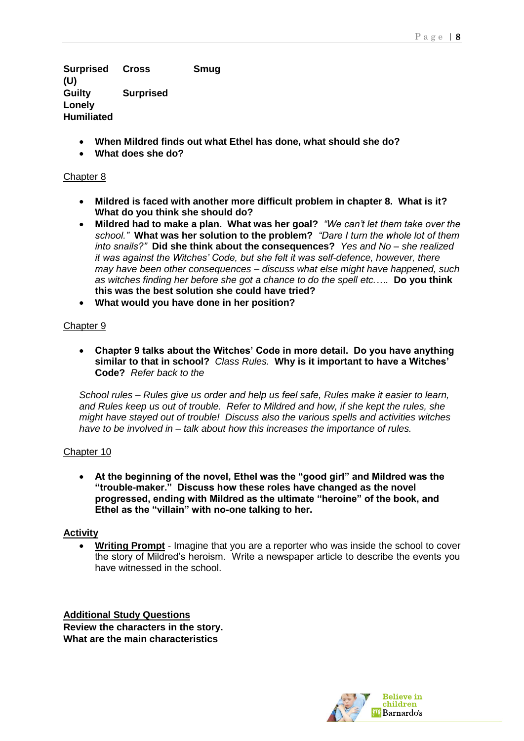| | | |
|---|---|---|
| **Surprised (U)** | **Cross** | **Smug** |
| **Guilty** | **Surprised** | |
| **Lonely** | | |
| **Humiliated** | | |

- **When Mildred finds out what Ethel has done, what should she do?**
- **What does she do?**

Chapter 8

- **Mildred is faced with another more difficult problem in chapter 8. What is it? What do you think she should do?**
- **Mildred had to make a plan. What was her goal?** *"We can't let them take over the school."* **What was her solution to the problem?** *"Dare I turn the whole lot of them into snails?"* **Did she think about the consequences?** *Yes and No – she realized it was against the Witches' Code, but she felt it was self-defence, however, there may have been other consequences – discuss what else might have happened, such as witches finding her before she got a chance to do the spell etc…..* **Do you think this was the best solution she could have tried?**
- **What would you have done in her position?**

Chapter 9

- **Chapter 9 talks about the Witches' Code in more detail. Do you have anything similar to that in school?** *Class Rules.* **Why is it important to have a Witches' Code?** *Refer back to the*

*School rules – Rules give us order and help us feel safe, Rules make it easier to learn, and Rules keep us out of trouble. Refer to Mildred and how, if she kept the rules, she might have stayed out of trouble! Discuss also the various spells and activities witches have to be involved in – talk about how this increases the importance of rules.*

Chapter 10

- **At the beginning of the novel, Ethel was the "good girl" and Mildred was the "trouble-maker." Discuss how these roles have changed as the novel progressed, ending with Mildred as the ultimate "heroine" of the book, and Ethel as the "villain" with no-one talking to her.**

**Activity**

- **Writing Prompt** - Imagine that you are a reporter who was inside the school to cover the story of Mildred's heroism. Write a newspaper article to describe the events you have witnessed in the school.

**Additional Study Questions**

**Review the characters in the story.**
**What are the main characteristics**